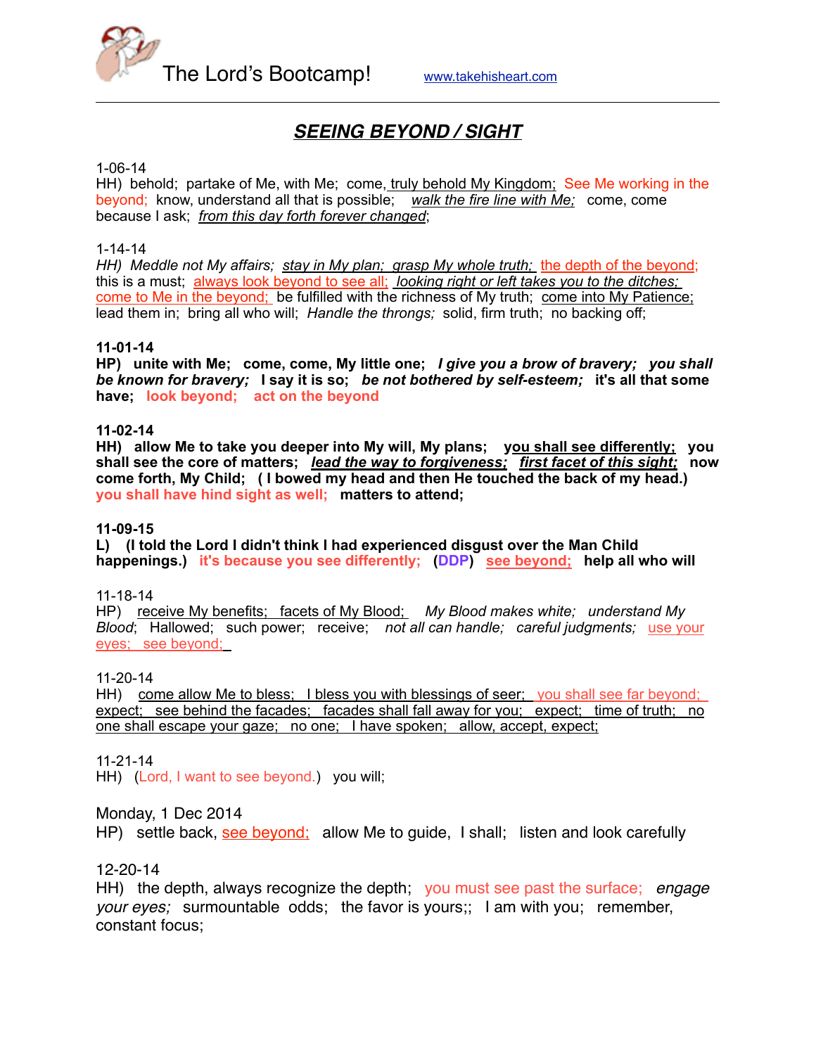The Lord's Bootcamp! www.takehisheart.com

# *SEEING BEYOND / SIGHT*

1-06-14
HH) behold; partake of Me, with Me; come, truly behold My Kingdom; See Me working in the beyond; know, understand all that is possible; *walk the fire line with Me;* come, come because I ask; *from this day forth forever changed*;

1-14-14
*HH) Meddle not My affairs; stay in My plan; grasp My whole truth;* the depth of the beyond; this is a must; always look beyond to see all; *looking right or left takes you to the ditches;* come to Me in the beyond; be fulfilled with the richness of My truth; come into My Patience; lead them in; bring all who will; *Handle the throngs;* solid, firm truth; no backing off;

**11-01-14**
**HP) unite with Me; come, come, My little one; *I give you a brow of bravery; you shall be known for bravery;* I say it is so; *be not bothered by self-esteem;* it's all that some have; look beyond; act on the beyond**

**11-02-14**
**HH) allow Me to take you deeper into My will, My plans; you shall see differently; you shall see the core of matters; *lead the way to forgiveness; first facet of this sight;* now come forth, My Child; ( I bowed my head and then He touched the back of my head.) you shall have hind sight as well; matters to attend;**

**11-09-15**
**L) (I told the Lord I didn't think I had experienced disgust over the Man Child happenings.) it's because you see differently; (DDP) see beyond; help all who will**

11-18-14
HP) receive My benefits; facets of My Blood; *My Blood makes white; understand My Blood*; Hallowed; such power; receive; *not all can handle; careful judgments;* use your eyes; see beyond;

11-20-14
HH) come allow Me to bless; I bless you with blessings of seer; you shall see far beyond; expect; see behind the facades; facades shall fall away for you; expect; time of truth; no one shall escape your gaze; no one; I have spoken; allow, accept, expect;

11-21-14
HH) (Lord, I want to see beyond.) you will;

Monday, 1 Dec 2014
HP) settle back, see beyond; allow Me to guide, I shall; listen and look carefully

12-20-14
HH) the depth, always recognize the depth; you must see past the surface; *engage your eyes;* surmountable odds; the favor is yours;; I am with you; remember, constant focus;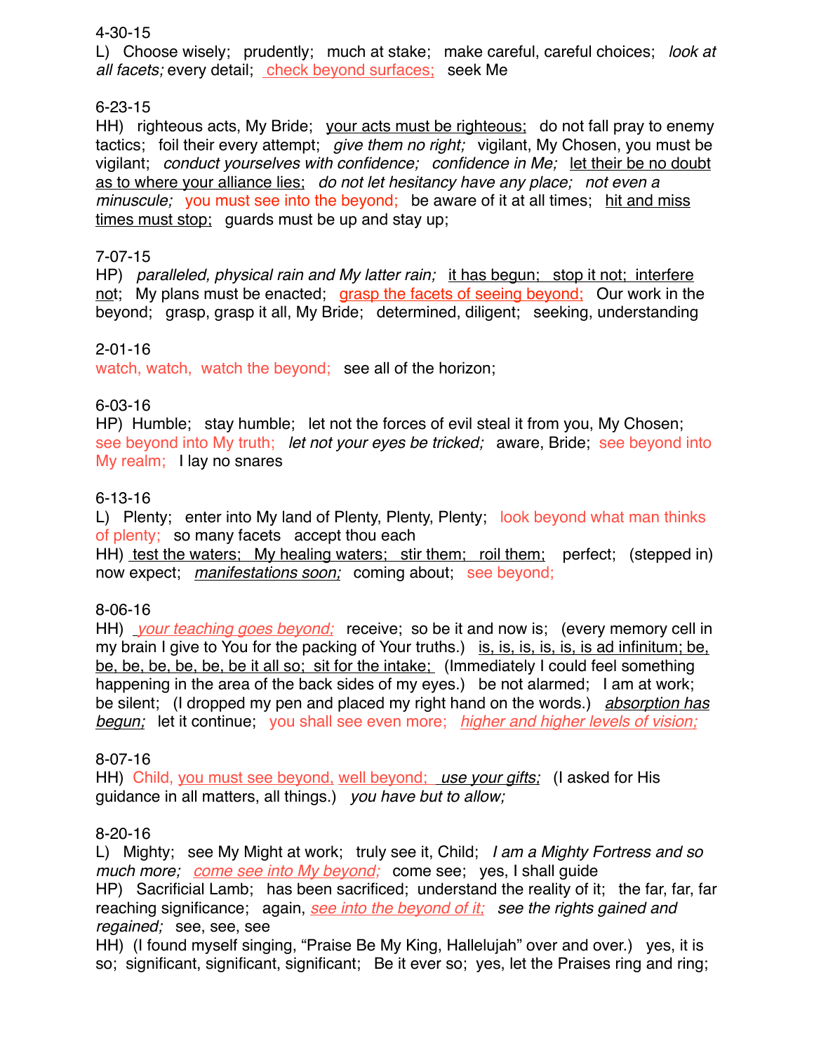4-30-15

L)  Choose wisely;  prudently;  much at stake;  make careful, careful choices;  *look at all facets;* every detail;  <u>check beyond surfaces;</u>  seek Me

6-23-15

HH)  righteous acts, My Bride;  <u>your acts must be righteous;</u>  do not fall pray to enemy tactics;  foil their every attempt;  *give them no right;*  vigilant, My Chosen, you must be vigilant;  *conduct yourselves with confidence;  confidence in Me;*  <u>let their be no doubt as to where your alliance lies;</u>  *do not let hesitancy have any place;  not even a minuscule;*  you must see into the beyond;  be aware of it at all times;  <u>hit and miss times must stop;</u>  guards must be up and stay up;

7-07-15

HP)  *paralleled, physical rain and My latter rain;*  <u>it has begun;  stop it not;  interfere not</u>;  My plans must be enacted;  <u>grasp the facets of seeing beyond;</u>  Our work in the beyond;  grasp, grasp it all, My Bride;  determined, diligent;  seeking, understanding

2-01-16

watch, watch,  watch the beyond;  see all of the horizon;

6-03-16

HP)  Humble;  stay humble;  let not the forces of evil steal it from you, My Chosen;  see beyond into My truth;  *let not your eyes be tricked;*  aware, Bride;  see beyond into My realm;  I lay no snares

6-13-16

L)  Plenty;  enter into My land of Plenty, Plenty, Plenty;  look beyond what man thinks of plenty;  so many facets  accept thou each

HH)  <u>test the waters;  My healing waters;  stir them;  roil them;</u>  perfect;  (stepped in) now expect;  <u>*manifestations soon;*</u>  coming about;  see beyond;

8-06-16

HH)  <u>*your teaching goes beyond;*</u>  receive;  so be it and now is;  (every memory cell in my brain I give to You for the packing of Your truths.)  <u>is, is, is, is, is, is ad infinitum; be, be, be, be, be, be, be it all so;  sit for the intake;</u>  (Immediately I could feel something happening in the area of the back sides of my eyes.)  be not alarmed;  I am at work;  be silent;  (I dropped my pen and placed my right hand on the words.)  <u>*absorption has begun;*</u>  let it continue;  you shall see even more;  <u>*higher and higher levels of vision;*</u>

8-07-16

HH)  Child, <u>you must see beyond, well beyond;</u>  <u>*use your gifts;*</u>  (I asked for His guidance in all matters, all things.)  *you have but to allow;*

8-20-16

L)  Mighty;  see My Might at work;  truly see it, Child;  *I am a Mighty Fortress and so much more;*  <u>*come see into My beyond;*</u>  come see;  yes, I shall guide

HP)  Sacrificial Lamb;  has been sacrificed;  understand the reality of it;  the far, far, far reaching significance;  again, <u>*see into the beyond of it;*</u>  *see the rights gained and regained;*  see, see, see

HH)  (I found myself singing, "Praise Be My King, Hallelujah" over and over.)  yes, it is so;  significant, significant, significant;  Be it ever so;  yes, let the Praises ring and ring;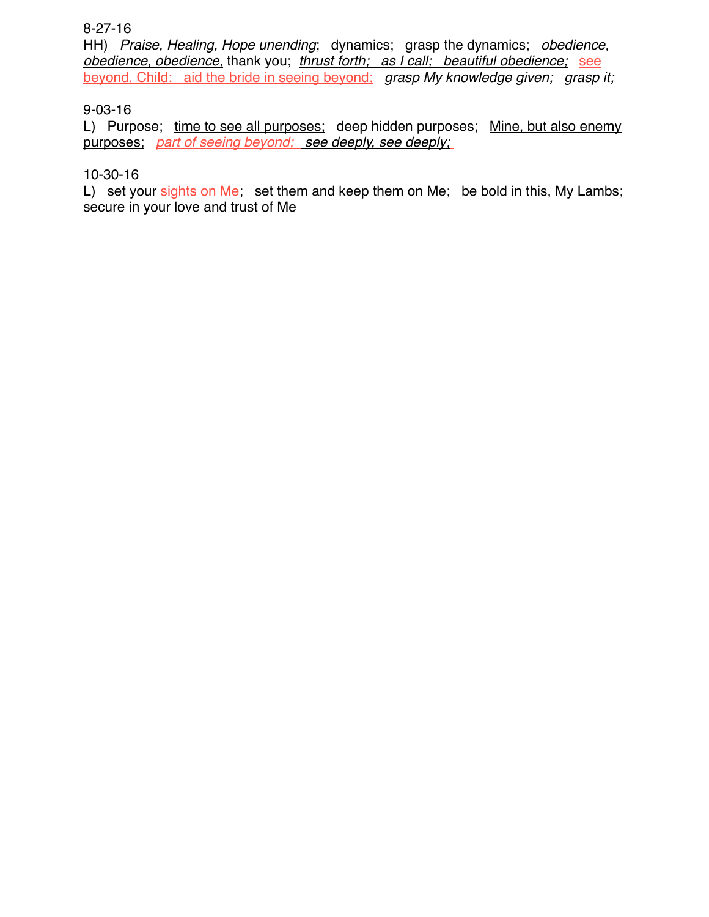8-27-16

HH) *Praise, Healing, Hope unending*; dynamics; <u>grasp the dynamics;</u> <u>*obedience, obedience, obedience,*</u> thank you; <u>*thrust forth; as I call; beautiful obedience;*</u> <u>see beyond, Child; aid the bride in seeing beyond;</u> *grasp My knowledge given; grasp it;*

9-03-16

L) Purpose; <u>time to see all purposes;</u> deep hidden purposes; <u>Mine, but also enemy purposes;</u> <u>*part of seeing beyond; see deeply, see deeply;*</u>

10-30-16

L) set your sights on Me; set them and keep them on Me; be bold in this, My Lambs; secure in your love and trust of Me